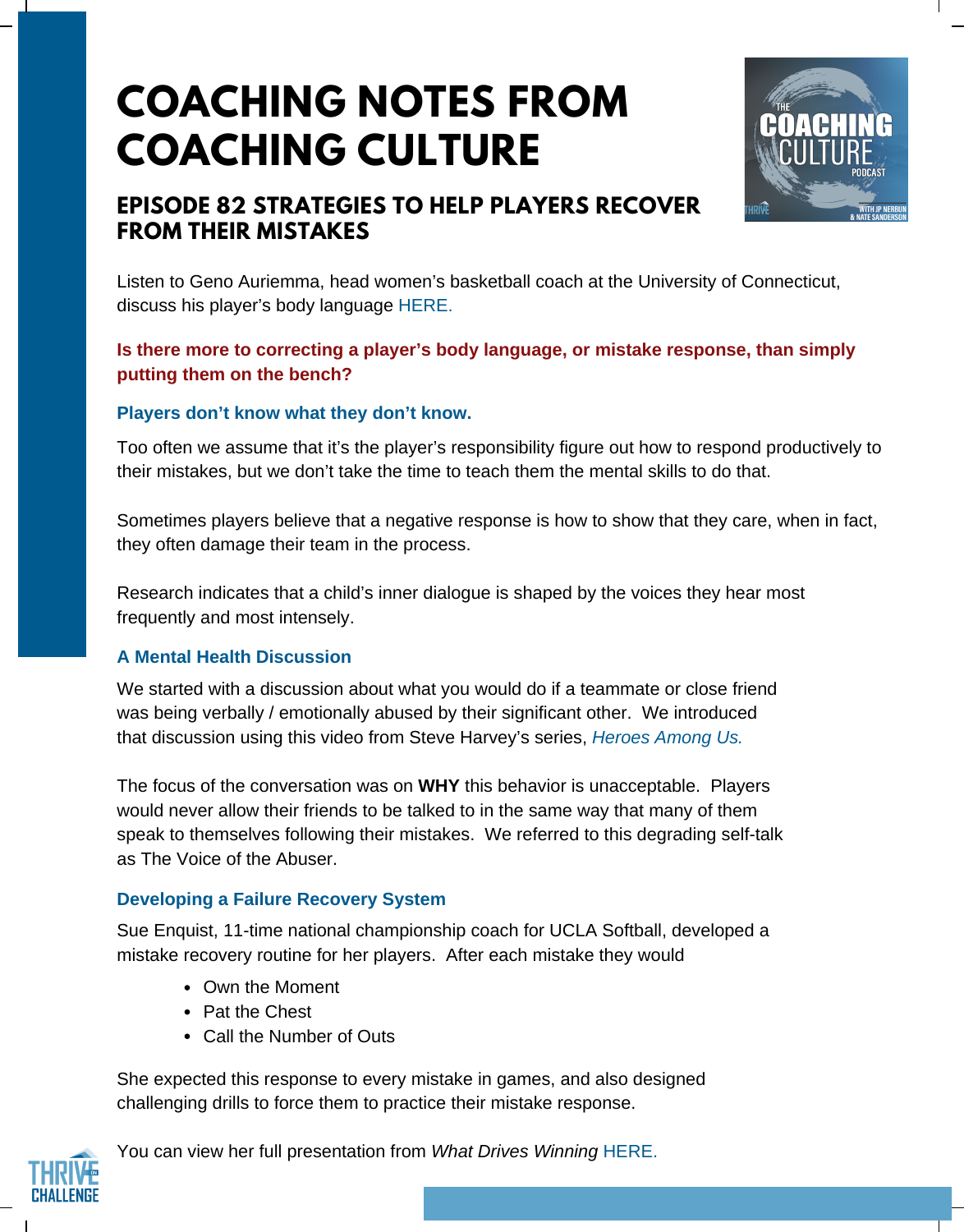# COACHING NOTES FROM COACHING CULTURE

## EPISODE 82 STRATEGIES TO HELP PLAYERS RECOVER FROM THEIR MISTAKES

Listen to Geno Auriemma, head women's basketball coach at the University of Connecticut, discuss his player's body language HERE.

**Is there more to correcting a player's body language, or mistake response, than simply putting them on the bench?**

### Players don't know what they don't know.

Too often we assume that it's the player's responsibility figure out how to respond productively to their mistakes, but we don't take the time to teach them the mental skills to do that.

Sometimes players believe that a negative response is how to show that they care, when in fact, they often damage their team in the process.

Research indicates that a child's inner dialogue is shaped by the voices they hear most frequently and most intensely.

### A Mental Health Discussion

We started with a discussion about what you would do if a teammate or close friend was being verbally / emotionally abused by their significant other. We introduced that discussion using this video from Steve Harvey's series, *Heroes Among Us.*

The focus of the conversation was on **WHY** this behavior is unacceptable. Players would never allow their friends to be talked to in the same way that many of them speak to themselves following their mistakes. We referred to this degrading self-talk as The Voice of the Abuser.

### Developing a Failure Recovery System

Sue Enquist, 11-time national championship coach for UCLA Softball, developed a mistake recovery routine for her players. After each mistake they would

- Own the Moment
- Pat the Chest
- Call the Number of Outs

She expected this response to every mistake in games, and also designed challenging drills to force them to practice their mistake response.

You can view her full presentation from *What Drives Winning* HERE.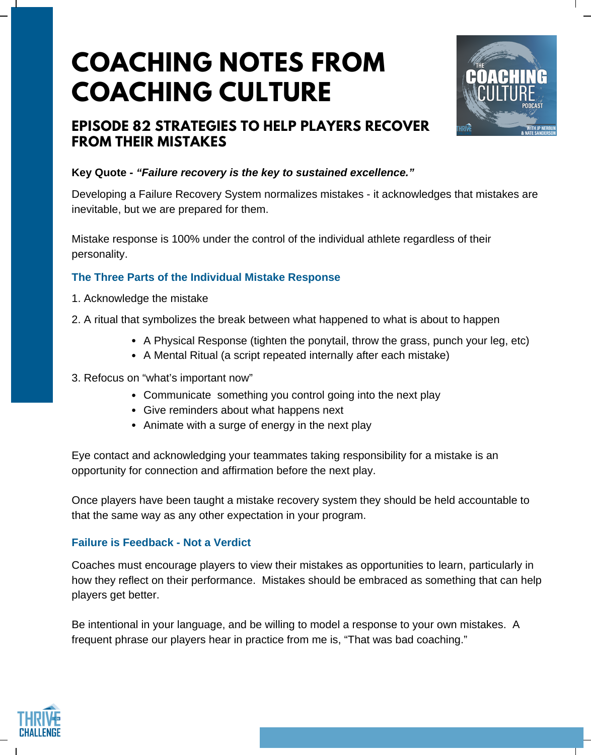# COACHING NOTES FROM COACHING CULTURE

## EPISODE 82 STRATEGIES TO HELP PLAYERS RECOVER FROM THEIR MISTAKES

**Key Quote -** ***"Failure recovery is the key to sustained excellence."***

Developing a Failure Recovery System normalizes mistakes - it acknowledges that mistakes are inevitable, but we are prepared for them.

Mistake response is 100% under the control of the individual athlete regardless of their personality.

### The Three Parts of the Individual Mistake Response

1. Acknowledge the mistake
2. A ritual that symbolizes the break between what happened to what is about to happen
    - A Physical Response (tighten the ponytail, throw the grass, punch your leg, etc)
    - A Mental Ritual (a script repeated internally after each mistake)
3. Refocus on "what's important now"
    - Communicate something you control going into the next play
    - Give reminders about what happens next
    - Animate with a surge of energy in the next play

Eye contact and acknowledging your teammates taking responsibility for a mistake is an opportunity for connection and affirmation before the next play.

Once players have been taught a mistake recovery system they should be held accountable to that the same way as any other expectation in your program.

### Failure is Feedback - Not a Verdict

Coaches must encourage players to view their mistakes as opportunities to learn, particularly in how they reflect on their performance. Mistakes should be embraced as something that can help players get better.

Be intentional in your language, and be willing to model a response to your own mistakes. A frequent phrase our players hear in practice from me is, "That was bad coaching."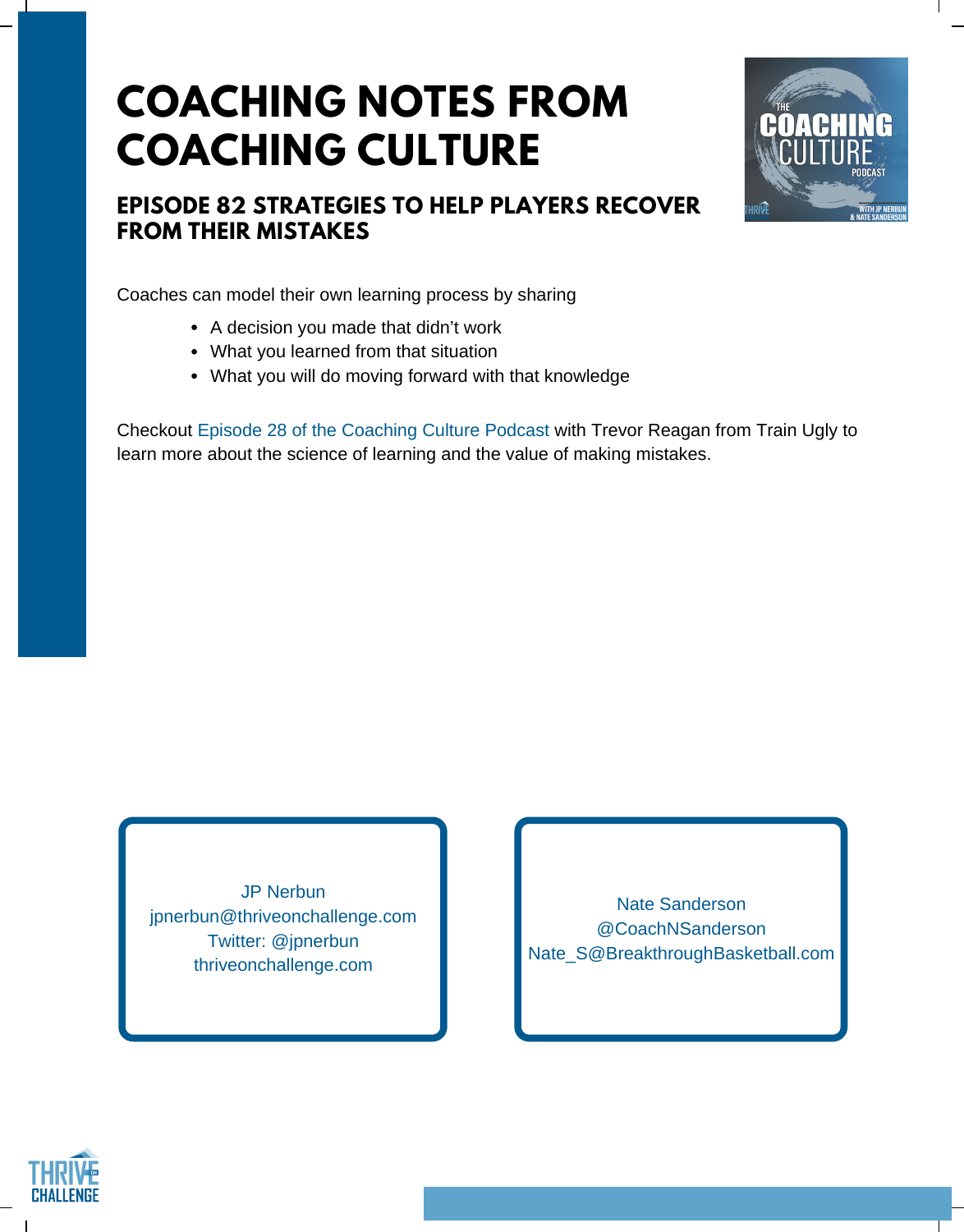# COACHING NOTES FROM COACHING CULTURE

## EPISODE 82 STRATEGIES TO HELP PLAYERS RECOVER FROM THEIR MISTAKES

Coaches can model their own learning process by sharing

- A decision you made that didn't work
- What you learned from that situation
- What you will do moving forward with that knowledge

Checkout Episode 28 of the Coaching Culture Podcast with Trevor Reagan from Train Ugly to learn more about the science of learning and the value of making mistakes.

JP Nerbun
jpnerbun@thriveonchallenge.com
Twitter: @jpnerbun
thriveonchallenge.com

Nate Sanderson
@CoachNSanderson
Nate_S@BreakthroughBasketball.com